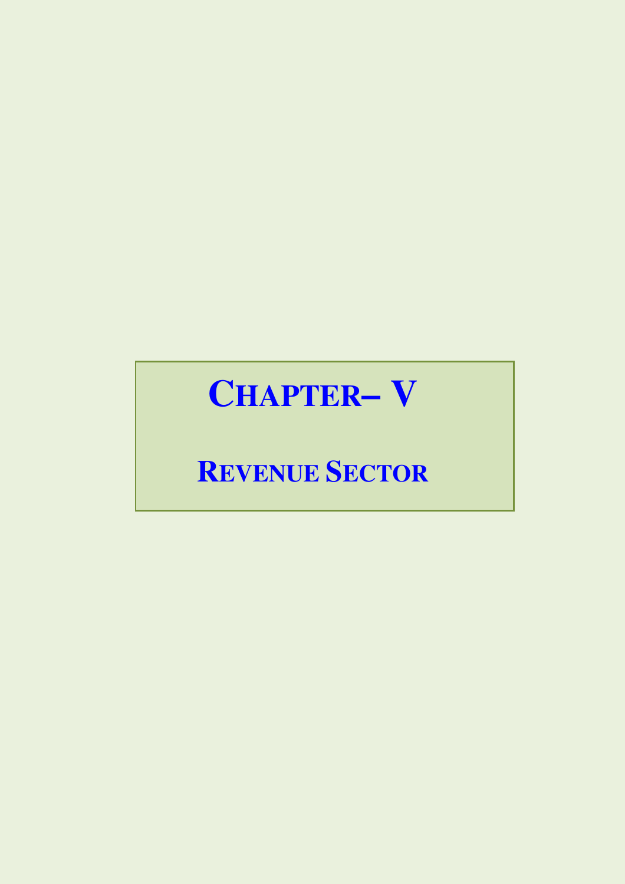# CHAPTER– V

## REVENUE SECTOR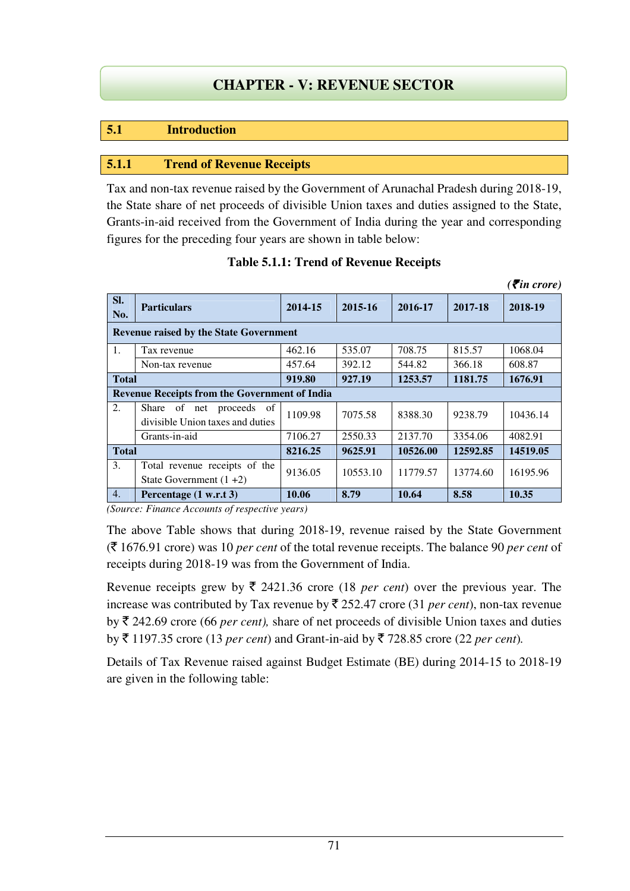# CHAPTER - V: REVENUE SECTOR

## 5.1 Introduction

### 5.1.1 Trend of Revenue Receipts

Tax and non-tax revenue raised by the Government of Arunachal Pradesh during 2018-19, the State share of net proceeds of divisible Union taxes and duties assigned to the State, Grants-in-aid received from the Government of India during the year and corresponding figures for the preceding four years are shown in table below:

**Table 5.1.1: Trend of Revenue Receipts**

*(₹in crore)*

| Sl. No. | Particulars | 2014-15 | 2015-16 | 2016-17 | 2017-18 | 2018-19 |
|---|---|---|---|---|---|---|
| **Revenue raised by the State Government** | | | | | | |
| 1. | Tax revenue | 462.16 | 535.07 | 708.75 | 815.57 | 1068.04 |
| | Non-tax revenue | 457.64 | 392.12 | 544.82 | 366.18 | 608.87 |
| **Total** | | **919.80** | **927.19** | **1253.57** | **1181.75** | **1676.91** |
| **Revenue Receipts from the Government of India** | | | | | | |
| 2. | Share of net proceeds of divisible Union taxes and duties | 1109.98 | 7075.58 | 8388.30 | 9238.79 | 10436.14 |
| | Grants-in-aid | 7106.27 | 2550.33 | 2137.70 | 3354.06 | 4082.91 |
| **Total** | | **8216.25** | **9625.91** | **10526.00** | **12592.85** | **14519.05** |
| 3. | Total revenue receipts of the State Government (1 +2) | 9136.05 | 10553.10 | 11779.57 | 13774.60 | 16195.96 |
| 4. | **Percentage (1 w.r.t 3)** | **10.06** | **8.79** | **10.64** | **8.58** | **10.35** |

*(Source: Finance Accounts of respective years)*

The above Table shows that during 2018-19, revenue raised by the State Government (₹ 1676.91 crore) was 10 *per cent* of the total revenue receipts. The balance 90 *per cent* of receipts during 2018-19 was from the Government of India.

Revenue receipts grew by ₹ 2421.36 crore (18 *per cent*) over the previous year. The increase was contributed by Tax revenue by ₹ 252.47 crore (31 *per cent*), non-tax revenue by ₹ 242.69 crore (66 *per cent),* share of net proceeds of divisible Union taxes and duties by ₹ 1197.35 crore (13 *per cent*) and Grant-in-aid by ₹ 728.85 crore (22 *per cent*).

Details of Tax Revenue raised against Budget Estimate (BE) during 2014-15 to 2018-19 are given in the following table: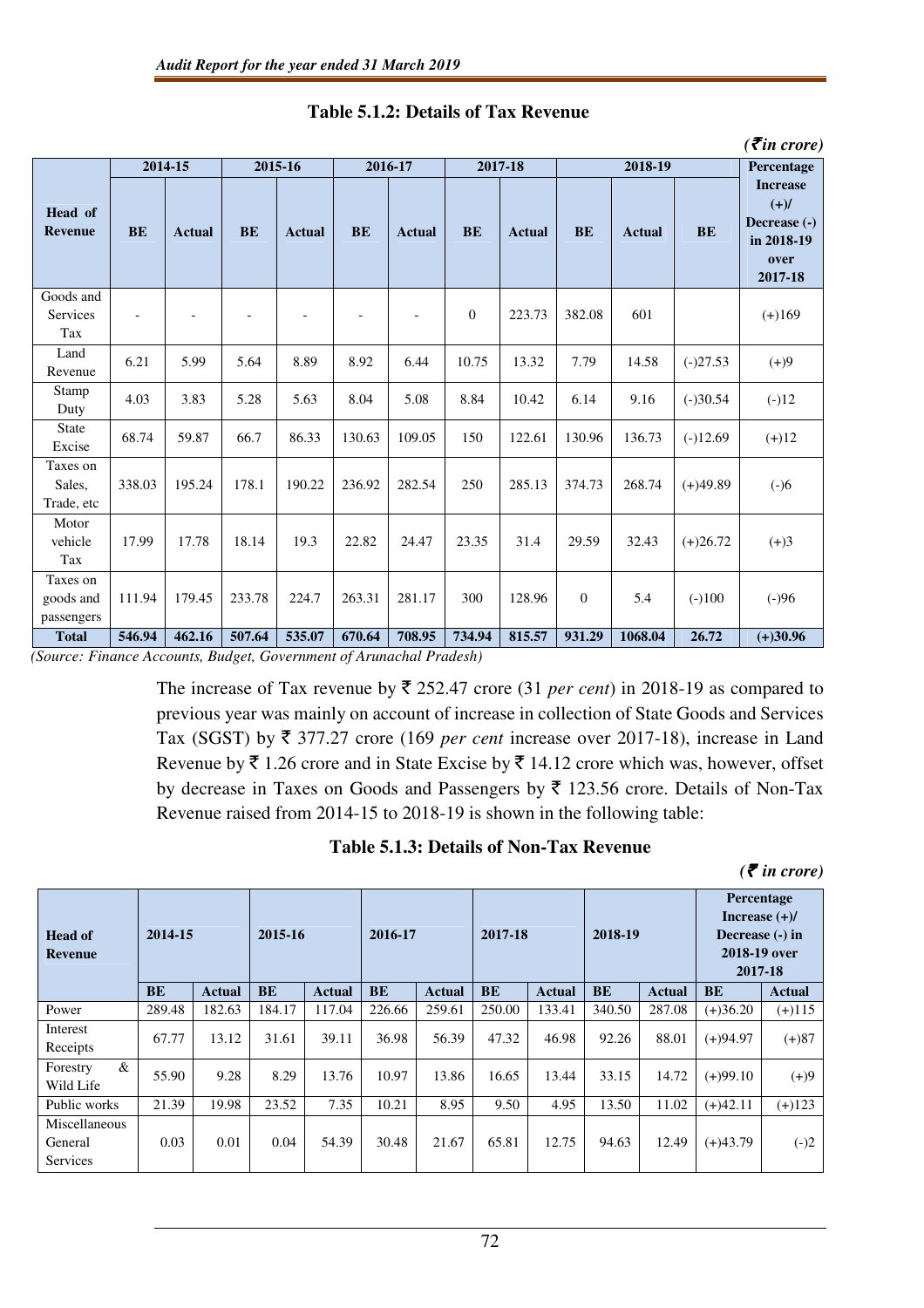**Table 5.1.2: Details of Tax Revenue**

*(₹in crore)*

| Head of Revenue | 2014-15 | | 2015-16 | | 2016-17 | | 2017-18 | | 2018-19 | | | Percentage Increase (+)/ Decrease (-) in 2018-19 over 2017-18 |
|---|---|---|---|---|---|---|---|---|---|---|---|---|
| | BE | Actual | BE | Actual | BE | Actual | BE | Actual | BE | Actual | BE | |
| Goods and Services Tax | - | - | - | - | - | - | 0 | 223.73 | 382.08 | 601 | | (+)169 |
| Land Revenue | 6.21 | 5.99 | 5.64 | 8.89 | 8.92 | 6.44 | 10.75 | 13.32 | 7.79 | 14.58 | (-)27.53 | (+)9 |
| Stamp Duty | 4.03 | 3.83 | 5.28 | 5.63 | 8.04 | 5.08 | 8.84 | 10.42 | 6.14 | 9.16 | (-)30.54 | (-)12 |
| State Excise | 68.74 | 59.87 | 66.7 | 86.33 | 130.63 | 109.05 | 150 | 122.61 | 130.96 | 136.73 | (-)12.69 | (+)12 |
| Taxes on Sales, Trade, etc | 338.03 | 195.24 | 178.1 | 190.22 | 236.92 | 282.54 | 250 | 285.13 | 374.73 | 268.74 | (+)49.89 | (-)6 |
| Motor vehicle Tax | 17.99 | 17.78 | 18.14 | 19.3 | 22.82 | 24.47 | 23.35 | 31.4 | 29.59 | 32.43 | (+)26.72 | (+)3 |
| Taxes on goods and passengers | 111.94 | 179.45 | 233.78 | 224.7 | 263.31 | 281.17 | 300 | 128.96 | 0 | 5.4 | (-)100 | (-)96 |
| **Total** | **546.94** | **462.16** | **507.64** | **535.07** | **670.64** | **708.95** | **734.94** | **815.57** | **931.29** | **1068.04** | **26.72** | **(+)30.96** |

*(Source: Finance Accounts, Budget, Government of Arunachal Pradesh)*

The increase of Tax revenue by ₹ 252.47 crore (31 *per cent*) in 2018-19 as compared to previous year was mainly on account of increase in collection of State Goods and Services Tax (SGST) by ₹ 377.27 crore (169 *per cent* increase over 2017-18), increase in Land Revenue by ₹ 1.26 crore and in State Excise by ₹ 14.12 crore which was, however, offset by decrease in Taxes on Goods and Passengers by ₹ 123.56 crore. Details of Non-Tax Revenue raised from 2014-15 to 2018-19 is shown in the following table:

**Table 5.1.3: Details of Non-Tax Revenue**

*(₹ in crore)*

| Head of Revenue | 2014-15 | | 2015-16 | | 2016-17 | | 2017-18 | | 2018-19 | | Percentage Increase (+)/ Decrease (-) in 2018-19 over 2017-18 | |
|---|---|---|---|---|---|---|---|---|---|---|---|---|
| | BE | Actual | BE | Actual | BE | Actual | BE | Actual | BE | Actual | BE | Actual |
| Power | 289.48 | 182.63 | 184.17 | 117.04 | 226.66 | 259.61 | 250.00 | 133.41 | 340.50 | 287.08 | (+)36.20 | (+)115 |
| Interest Receipts | 67.77 | 13.12 | 31.61 | 39.11 | 36.98 | 56.39 | 47.32 | 46.98 | 92.26 | 88.01 | (+)94.97 | (+)87 |
| Forestry & Wild Life | 55.90 | 9.28 | 8.29 | 13.76 | 10.97 | 13.86 | 16.65 | 13.44 | 33.15 | 14.72 | (+)99.10 | (+)9 |
| Public works | 21.39 | 19.98 | 23.52 | 7.35 | 10.21 | 8.95 | 9.50 | 4.95 | 13.50 | 11.02 | (+)42.11 | (+)123 |
| Miscellaneous General Services | 0.03 | 0.01 | 0.04 | 54.39 | 30.48 | 21.67 | 65.81 | 12.75 | 94.63 | 12.49 | (+)43.79 | (-)2 |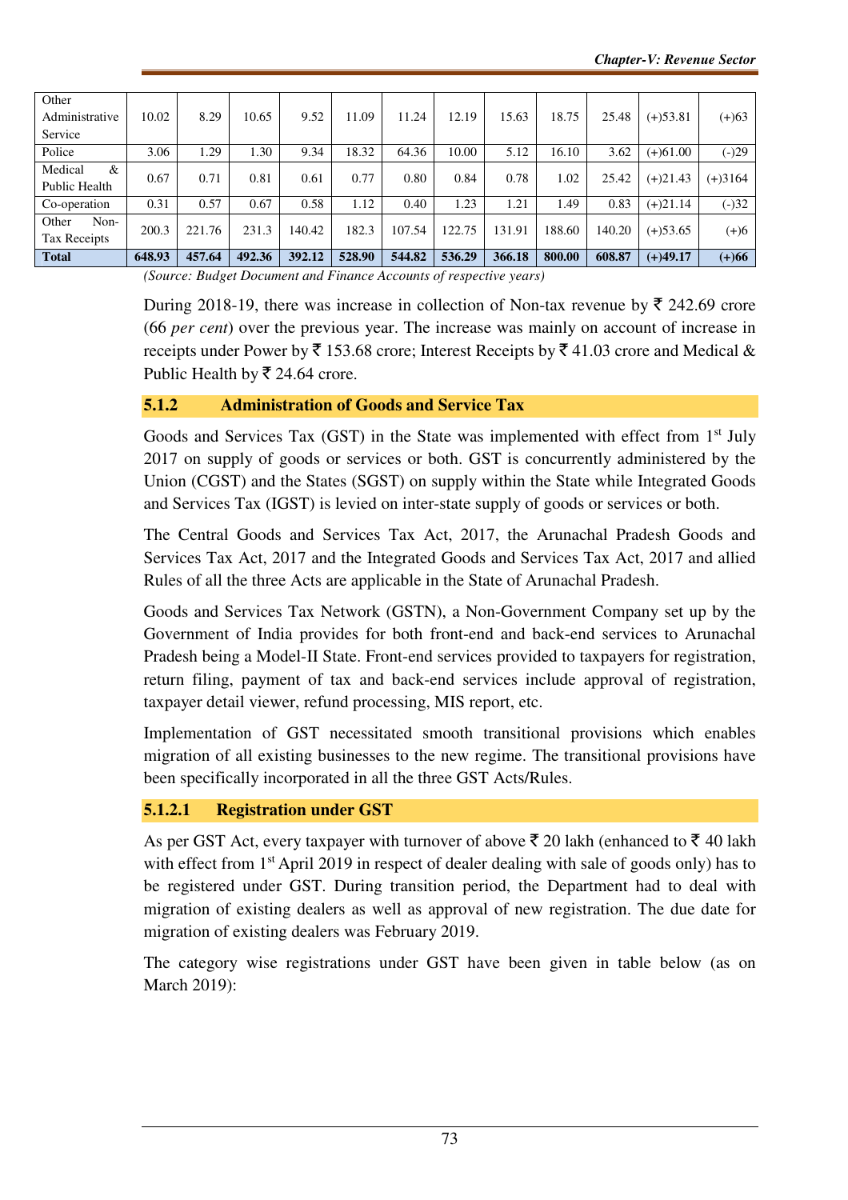| Other Administrative Service | 10.02 | 8.29 | 10.65 | 9.52 | 11.09 | 11.24 | 12.19 | 15.63 | 18.75 | 25.48 | (+)53.81 | (+)63 |
|---|---|---|---|---|---|---|---|---|---|---|---|---|
| Police | 3.06 | 1.29 | 1.30 | 9.34 | 18.32 | 64.36 | 10.00 | 5.12 | 16.10 | 3.62 | (+)61.00 | (-)29 |
| Medical & Public Health | 0.67 | 0.71 | 0.81 | 0.61 | 0.77 | 0.80 | 0.84 | 0.78 | 1.02 | 25.42 | (+)21.43 | (+)3164 |
| Co-operation | 0.31 | 0.57 | 0.67 | 0.58 | 1.12 | 0.40 | 1.23 | 1.21 | 1.49 | 0.83 | (+)21.14 | (-)32 |
| Other Non-Tax Receipts | 200.3 | 221.76 | 231.3 | 140.42 | 182.3 | 107.54 | 122.75 | 131.91 | 188.60 | 140.20 | (+)53.65 | (+)6 |
| **Total** | **648.93** | **457.64** | **492.36** | **392.12** | **528.90** | **544.82** | **536.29** | **366.18** | **800.00** | **608.87** | **(+)49.17** | **(+)66** |

*(Source: Budget Document and Finance Accounts of respective years)*

During 2018-19, there was increase in collection of Non-tax revenue by ₹ 242.69 crore (66 *per cent*) over the previous year. The increase was mainly on account of increase in receipts under Power by ₹ 153.68 crore; Interest Receipts by ₹ 41.03 crore and Medical & Public Health by ₹ 24.64 crore.

### 5.1.2 Administration of Goods and Service Tax

Goods and Services Tax (GST) in the State was implemented with effect from 1st July 2017 on supply of goods or services or both. GST is concurrently administered by the Union (CGST) and the States (SGST) on supply within the State while Integrated Goods and Services Tax (IGST) is levied on inter-state supply of goods or services or both.

The Central Goods and Services Tax Act, 2017, the Arunachal Pradesh Goods and Services Tax Act, 2017 and the Integrated Goods and Services Tax Act, 2017 and allied Rules of all the three Acts are applicable in the State of Arunachal Pradesh.

Goods and Services Tax Network (GSTN), a Non-Government Company set up by the Government of India provides for both front-end and back-end services to Arunachal Pradesh being a Model-II State. Front-end services provided to taxpayers for registration, return filing, payment of tax and back-end services include approval of registration, taxpayer detail viewer, refund processing, MIS report, etc.

Implementation of GST necessitated smooth transitional provisions which enables migration of all existing businesses to the new regime. The transitional provisions have been specifically incorporated in all the three GST Acts/Rules.

#### 5.1.2.1 Registration under GST

As per GST Act, every taxpayer with turnover of above ₹ 20 lakh (enhanced to ₹ 40 lakh with effect from 1st April 2019 in respect of dealer dealing with sale of goods only) has to be registered under GST. During transition period, the Department had to deal with migration of existing dealers as well as approval of new registration. The due date for migration of existing dealers was February 2019.

The category wise registrations under GST have been given in table below (as on March 2019):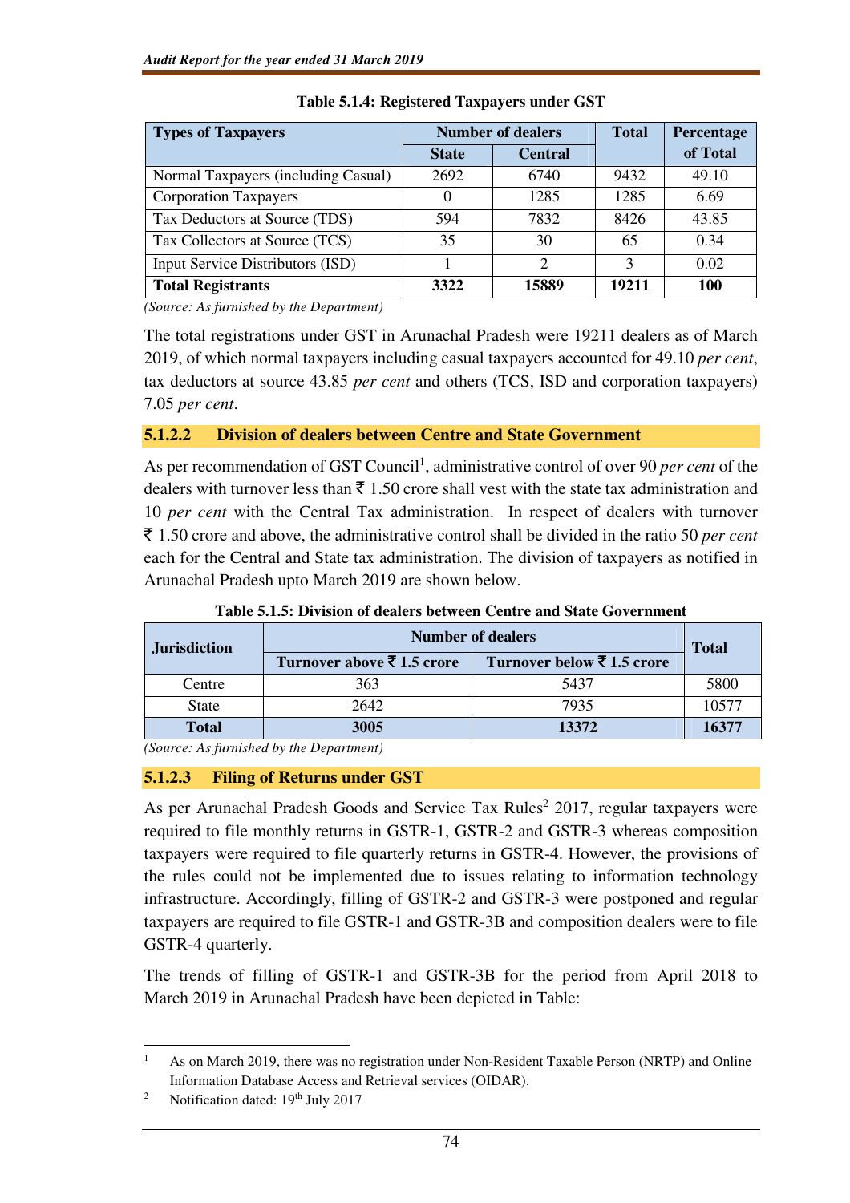**Table 5.1.4: Registered Taxpayers under GST**

| Types of Taxpayers | Number of dealers | | Total | Percentage of Total |
|---|---|---|---|---|
| | State | Central | | |
| Normal Taxpayers (including Casual) | 2692 | 6740 | 9432 | 49.10 |
| Corporation Taxpayers | 0 | 1285 | 1285 | 6.69 |
| Tax Deductors at Source (TDS) | 594 | 7832 | 8426 | 43.85 |
| Tax Collectors at Source (TCS) | 35 | 30 | 65 | 0.34 |
| Input Service Distributors (ISD) | 1 | 2 | 3 | 0.02 |
| **Total Registrants** | **3322** | **15889** | **19211** | **100** |

*(Source: As furnished by the Department)*

The total registrations under GST in Arunachal Pradesh were 19211 dealers as of March 2019, of which normal taxpayers including casual taxpayers accounted for 49.10 *per cent*, tax deductors at source 43.85 *per cent* and others (TCS, ISD and corporation taxpayers) 7.05 *per cent*.

### 5.1.2.2 Division of dealers between Centre and State Government

As per recommendation of GST Council[1], administrative control of over 90 *per cent* of the dealers with turnover less than ₹ 1.50 crore shall vest with the state tax administration and 10 *per cent* with the Central Tax administration. In respect of dealers with turnover ₹ 1.50 crore and above, the administrative control shall be divided in the ratio 50 *per cent* each for the Central and State tax administration. The division of taxpayers as notified in Arunachal Pradesh upto March 2019 are shown below.

**Table 5.1.5: Division of dealers between Centre and State Government**

| Jurisdiction | Number of dealers | | Total |
|---|---|---|---|
| | Turnover above ₹ 1.5 crore | Turnover below ₹ 1.5 crore | |
| Centre | 363 | 5437 | 5800 |
| State | 2642 | 7935 | 10577 |
| **Total** | **3005** | **13372** | **16377** |

*(Source: As furnished by the Department)*

### 5.1.2.3 Filing of Returns under GST

As per Arunachal Pradesh Goods and Service Tax Rules[2] 2017, regular taxpayers were required to file monthly returns in GSTR-1, GSTR-2 and GSTR-3 whereas composition taxpayers were required to file quarterly returns in GSTR-4. However, the provisions of the rules could not be implemented due to issues relating to information technology infrastructure. Accordingly, filling of GSTR-2 and GSTR-3 were postponed and regular taxpayers are required to file GSTR-1 and GSTR-3B and composition dealers were to file GSTR-4 quarterly.

The trends of filling of GSTR-1 and GSTR-3B for the period from April 2018 to March 2019 in Arunachal Pradesh have been depicted in Table:

---

[1] As on March 2019, there was no registration under Non-Resident Taxable Person (NRTP) and Online Information Database Access and Retrieval services (OIDAR).

[2] Notification dated: 19th July 2017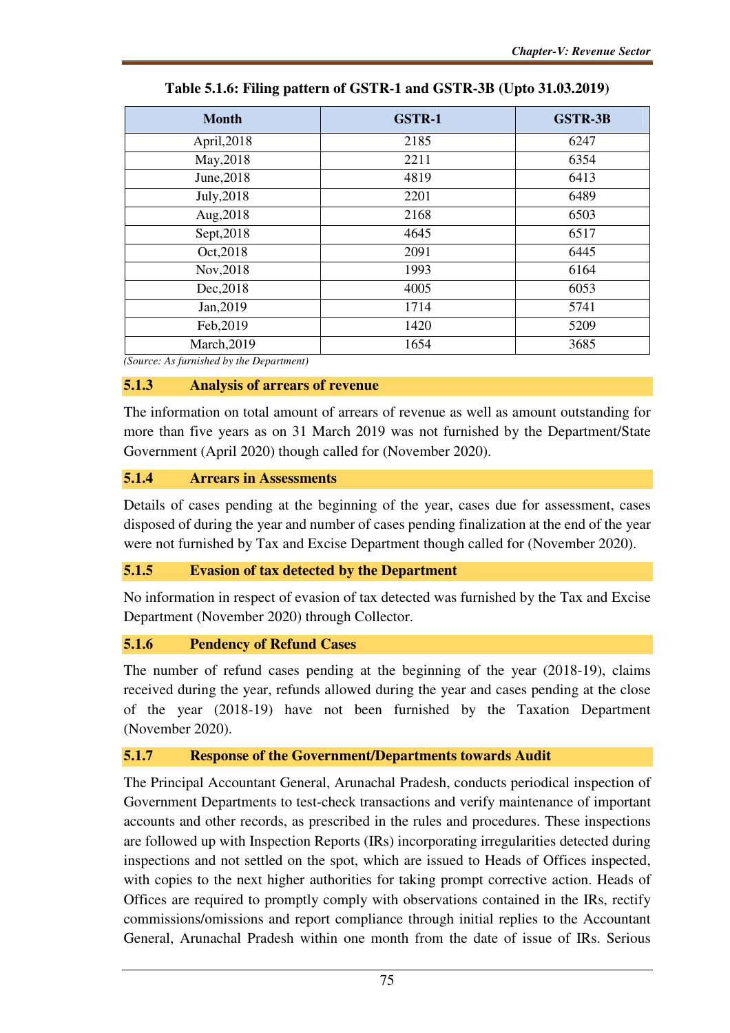**Table 5.1.6: Filing pattern of GSTR-1 and GSTR-3B (Upto 31.03.2019)**

| Month | GSTR-1 | GSTR-3B |
|---|---|---|
| April,2018 | 2185 | 6247 |
| May,2018 | 2211 | 6354 |
| June,2018 | 4819 | 6413 |
| July,2018 | 2201 | 6489 |
| Aug,2018 | 2168 | 6503 |
| Sept,2018 | 4645 | 6517 |
| Oct,2018 | 2091 | 6445 |
| Nov,2018 | 1993 | 6164 |
| Dec,2018 | 4005 | 6053 |
| Jan,2019 | 1714 | 5741 |
| Feb,2019 | 1420 | 5209 |
| March,2019 | 1654 | 3685 |

*(Source: As furnished by the Department)*

### 5.1.3 Analysis of arrears of revenue

The information on total amount of arrears of revenue as well as amount outstanding for more than five years as on 31 March 2019 was not furnished by the Department/State Government (April 2020) though called for (November 2020).

### 5.1.4 Arrears in Assessments

Details of cases pending at the beginning of the year, cases due for assessment, cases disposed of during the year and number of cases pending finalization at the end of the year were not furnished by Tax and Excise Department though called for (November 2020).

### 5.1.5 Evasion of tax detected by the Department

No information in respect of evasion of tax detected was furnished by the Tax and Excise Department (November 2020) through Collector.

### 5.1.6 Pendency of Refund Cases

The number of refund cases pending at the beginning of the year (2018-19), claims received during the year, refunds allowed during the year and cases pending at the close of the year (2018-19) have not been furnished by the Taxation Department (November 2020).

### 5.1.7 Response of the Government/Departments towards Audit

The Principal Accountant General, Arunachal Pradesh, conducts periodical inspection of Government Departments to test-check transactions and verify maintenance of important accounts and other records, as prescribed in the rules and procedures. These inspections are followed up with Inspection Reports (IRs) incorporating irregularities detected during inspections and not settled on the spot, which are issued to Heads of Offices inspected, with copies to the next higher authorities for taking prompt corrective action. Heads of Offices are required to promptly comply with observations contained in the IRs, rectify commissions/omissions and report compliance through initial replies to the Accountant General, Arunachal Pradesh within one month from the date of issue of IRs. Serious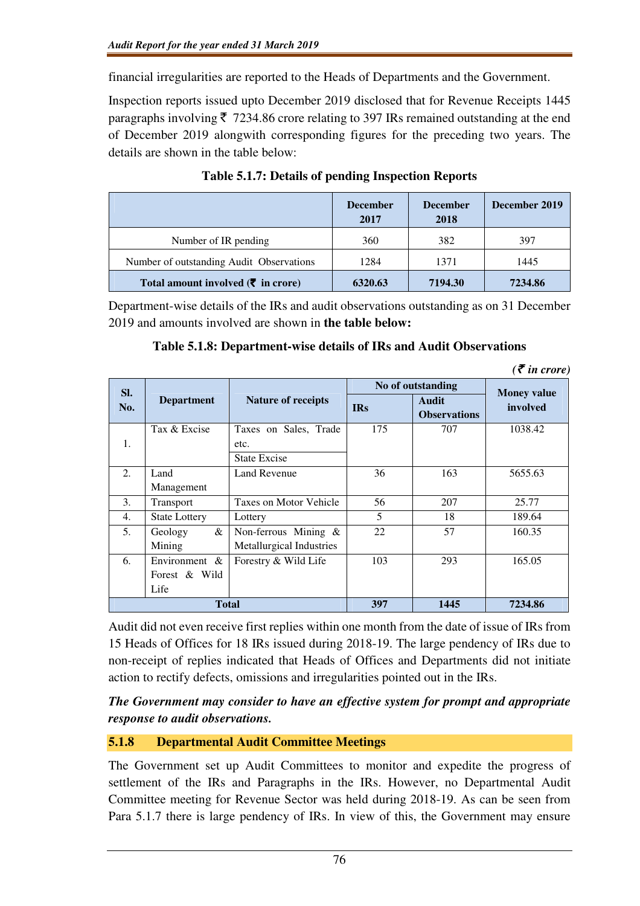financial irregularities are reported to the Heads of Departments and the Government.

Inspection reports issued upto December 2019 disclosed that for Revenue Receipts 1445 paragraphs involving ₹ 7234.86 crore relating to 397 IRs remained outstanding at the end of December 2019 alongwith corresponding figures for the preceding two years. The details are shown in the table below:

**Table 5.1.7: Details of pending Inspection Reports**

| | December 2017 | December 2018 | December 2019 |
|---|---|---|---|
| Number of IR pending | 360 | 382 | 397 |
| Number of outstanding Audit Observations | 1284 | 1371 | 1445 |
| **Total amount involved (₹ in crore)** | **6320.63** | **7194.30** | **7234.86** |

Department-wise details of the IRs and audit observations outstanding as on 31 December 2019 and amounts involved are shown in **the table below:**

**Table 5.1.8: Department-wise details of IRs and Audit Observations**

*(₹ in crore)*

| Sl. No. | Department | Nature of receipts | No of outstanding | | Money value involved |
|---|---|---|---|---|---|
| | | | IRs | Audit Observations | |
| 1. | Tax & Excise | Taxes on Sales, Trade etc.<br>State Excise | 175 | 707 | 1038.42 |
| 2. | Land Management | Land Revenue | 36 | 163 | 5655.63 |
| 3. | Transport | Taxes on Motor Vehicle | 56 | 207 | 25.77 |
| 4. | State Lottery | Lottery | 5 | 18 | 189.64 |
| 5. | Geology & Mining | Non-ferrous Mining & Metallurgical Industries | 22 | 57 | 160.35 |
| 6. | Environment & Forest & Wild Life | Forestry & Wild Life | 103 | 293 | 165.05 |
| **Total** | | | **397** | **1445** | **7234.86** |

Audit did not even receive first replies within one month from the date of issue of IRs from 15 Heads of Offices for 18 IRs issued during 2018-19. The large pendency of IRs due to non-receipt of replies indicated that Heads of Offices and Departments did not initiate action to rectify defects, omissions and irregularities pointed out in the IRs.

***The Government may consider to have an effective system for prompt and appropriate response to audit observations.***

### 5.1.8 Departmental Audit Committee Meetings

The Government set up Audit Committees to monitor and expedite the progress of settlement of the IRs and Paragraphs in the IRs. However, no Departmental Audit Committee meeting for Revenue Sector was held during 2018-19. As can be seen from Para 5.1.7 there is large pendency of IRs. In view of this, the Government may ensure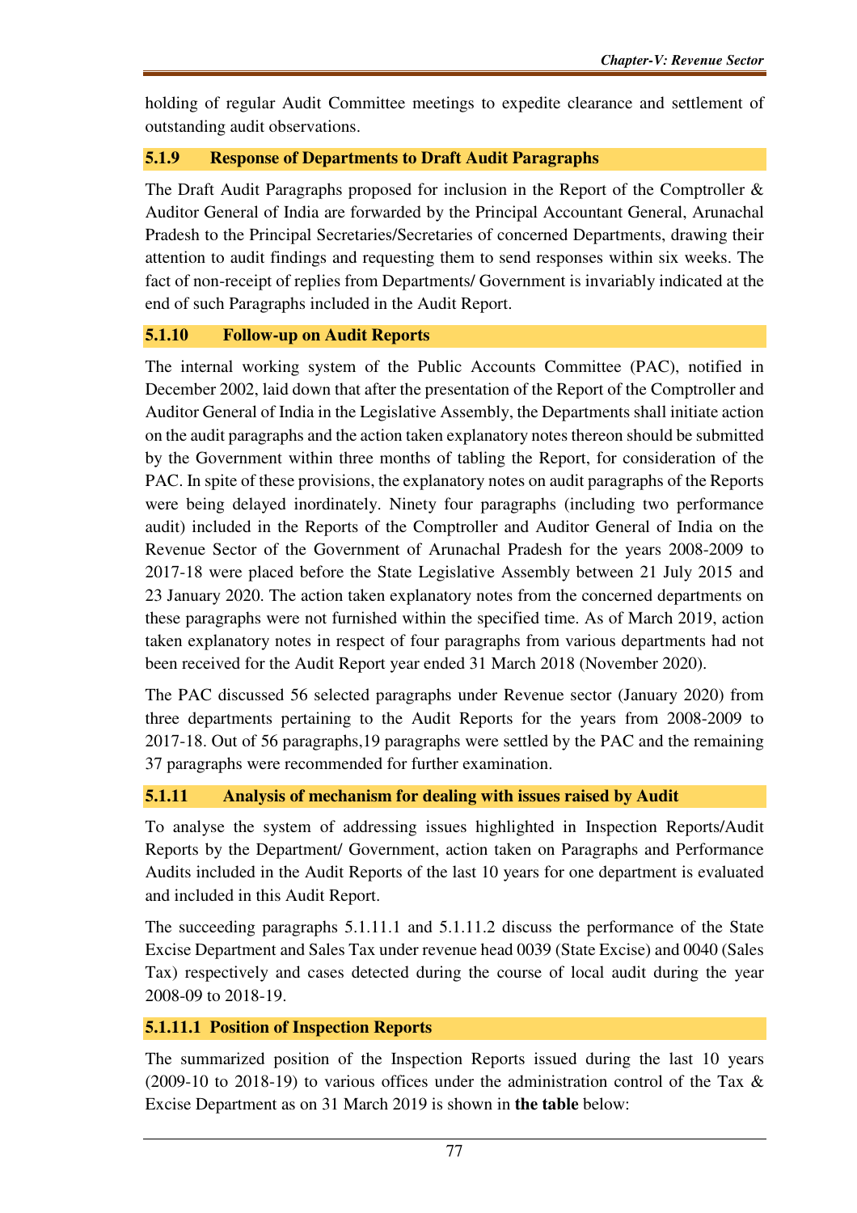holding of regular Audit Committee meetings to expedite clearance and settlement of outstanding audit observations.

### 5.1.9 Response of Departments to Draft Audit Paragraphs

The Draft Audit Paragraphs proposed for inclusion in the Report of the Comptroller & Auditor General of India are forwarded by the Principal Accountant General, Arunachal Pradesh to the Principal Secretaries/Secretaries of concerned Departments, drawing their attention to audit findings and requesting them to send responses within six weeks. The fact of non-receipt of replies from Departments/ Government is invariably indicated at the end of such Paragraphs included in the Audit Report.

### 5.1.10 Follow-up on Audit Reports

The internal working system of the Public Accounts Committee (PAC), notified in December 2002, laid down that after the presentation of the Report of the Comptroller and Auditor General of India in the Legislative Assembly, the Departments shall initiate action on the audit paragraphs and the action taken explanatory notes thereon should be submitted by the Government within three months of tabling the Report, for consideration of the PAC. In spite of these provisions, the explanatory notes on audit paragraphs of the Reports were being delayed inordinately. Ninety four paragraphs (including two performance audit) included in the Reports of the Comptroller and Auditor General of India on the Revenue Sector of the Government of Arunachal Pradesh for the years 2008-2009 to 2017-18 were placed before the State Legislative Assembly between 21 July 2015 and 23 January 2020. The action taken explanatory notes from the concerned departments on these paragraphs were not furnished within the specified time. As of March 2019, action taken explanatory notes in respect of four paragraphs from various departments had not been received for the Audit Report year ended 31 March 2018 (November 2020).

The PAC discussed 56 selected paragraphs under Revenue sector (January 2020) from three departments pertaining to the Audit Reports for the years from 2008-2009 to 2017-18. Out of 56 paragraphs,19 paragraphs were settled by the PAC and the remaining 37 paragraphs were recommended for further examination.

### 5.1.11 Analysis of mechanism for dealing with issues raised by Audit

To analyse the system of addressing issues highlighted in Inspection Reports/Audit Reports by the Department/ Government, action taken on Paragraphs and Performance Audits included in the Audit Reports of the last 10 years for one department is evaluated and included in this Audit Report.

The succeeding paragraphs 5.1.11.1 and 5.1.11.2 discuss the performance of the State Excise Department and Sales Tax under revenue head 0039 (State Excise) and 0040 (Sales Tax) respectively and cases detected during the course of local audit during the year 2008-09 to 2018-19.

#### 5.1.11.1 Position of Inspection Reports

The summarized position of the Inspection Reports issued during the last 10 years (2009-10 to 2018-19) to various offices under the administration control of the Tax & Excise Department as on 31 March 2019 is shown in **the table** below: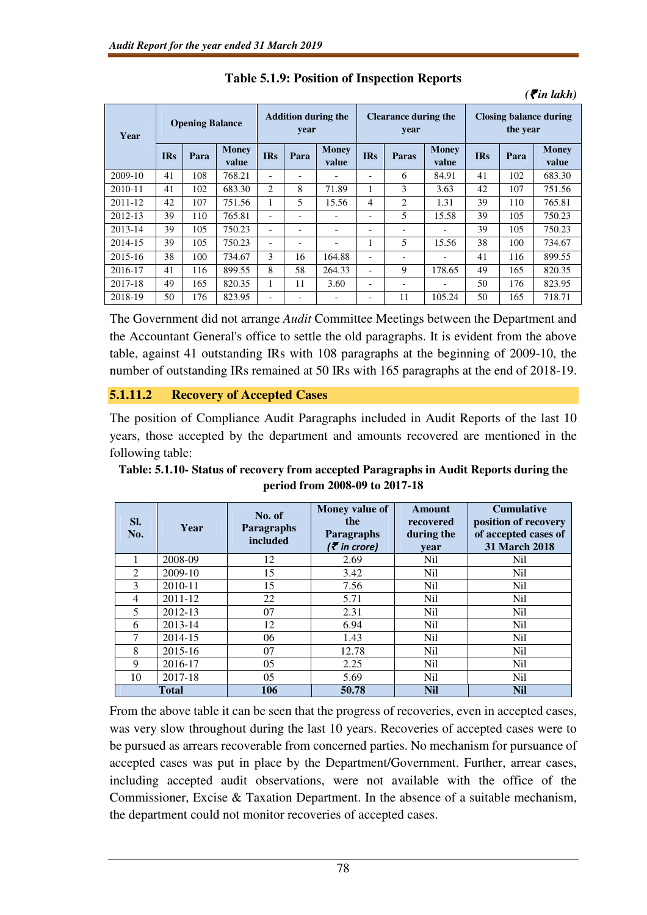**Table 5.1.9: Position of Inspection Reports**

*(₹in lakh)*

| Year | Opening Balance | | | Addition during the year | | | Clearance during the year | | | Closing balance during the year | | |
|---|---|---|---|---|---|---|---|---|---|---|---|---|
| | IRs | Para | Money value | IRs | Para | Money value | IRs | Paras | Money value | IRs | Para | Money value |
| 2009-10 | 41 | 108 | 768.21 | - | - | - | - | 6 | 84.91 | 41 | 102 | 683.30 |
| 2010-11 | 41 | 102 | 683.30 | 2 | 8 | 71.89 | 1 | 3 | 3.63 | 42 | 107 | 751.56 |
| 2011-12 | 42 | 107 | 751.56 | 1 | 5 | 15.56 | 4 | 2 | 1.31 | 39 | 110 | 765.81 |
| 2012-13 | 39 | 110 | 765.81 | - | - | - | - | 5 | 15.58 | 39 | 105 | 750.23 |
| 2013-14 | 39 | 105 | 750.23 | - | - | - | - | - | - | 39 | 105 | 750.23 |
| 2014-15 | 39 | 105 | 750.23 | - | - | - | 1 | 5 | 15.56 | 38 | 100 | 734.67 |
| 2015-16 | 38 | 100 | 734.67 | 3 | 16 | 164.88 | - | - | - | 41 | 116 | 899.55 |
| 2016-17 | 41 | 116 | 899.55 | 8 | 58 | 264.33 | - | 9 | 178.65 | 49 | 165 | 820.35 |
| 2017-18 | 49 | 165 | 820.35 | 1 | 11 | 3.60 | - | - | - | 50 | 176 | 823.95 |
| 2018-19 | 50 | 176 | 823.95 | - | - | - | - | 11 | 105.24 | 50 | 165 | 718.71 |

The Government did not arrange *Audit* Committee Meetings between the Department and the Accountant General's office to settle the old paragraphs. It is evident from the above table, against 41 outstanding IRs with 108 paragraphs at the beginning of 2009-10, the number of outstanding IRs remained at 50 IRs with 165 paragraphs at the end of 2018-19.

### 5.1.11.2 Recovery of Accepted Cases

The position of Compliance Audit Paragraphs included in Audit Reports of the last 10 years, those accepted by the department and amounts recovered are mentioned in the following table:

**Table: 5.1.10- Status of recovery from accepted Paragraphs in Audit Reports during the period from 2008-09 to 2017-18**

| Sl. No. | Year | No. of Paragraphs included | Money value of the Paragraphs *(₹ in crore)* | Amount recovered during the year | Cumulative position of recovery of accepted cases of 31 March 2018 |
|---|---|---|---|---|---|
| 1 | 2008-09 | 12 | 2.69 | Nil | Nil |
| 2 | 2009-10 | 15 | 3.42 | Nil | Nil |
| 3 | 2010-11 | 15 | 7.56 | Nil | Nil |
| 4 | 2011-12 | 22 | 5.71 | Nil | Nil |
| 5 | 2012-13 | 07 | 2.31 | Nil | Nil |
| 6 | 2013-14 | 12 | 6.94 | Nil | Nil |
| 7 | 2014-15 | 06 | 1.43 | Nil | Nil |
| 8 | 2015-16 | 07 | 12.78 | Nil | Nil |
| 9 | 2016-17 | 05 | 2.25 | Nil | Nil |
| 10 | 2017-18 | 05 | 5.69 | Nil | Nil |
| **Total** | | **106** | **50.78** | **Nil** | **Nil** |

From the above table it can be seen that the progress of recoveries, even in accepted cases, was very slow throughout during the last 10 years. Recoveries of accepted cases were to be pursued as arrears recoverable from concerned parties. No mechanism for pursuance of accepted cases was put in place by the Department/Government. Further, arrear cases, including accepted audit observations, were not available with the office of the Commissioner, Excise & Taxation Department. In the absence of a suitable mechanism, the department could not monitor recoveries of accepted cases.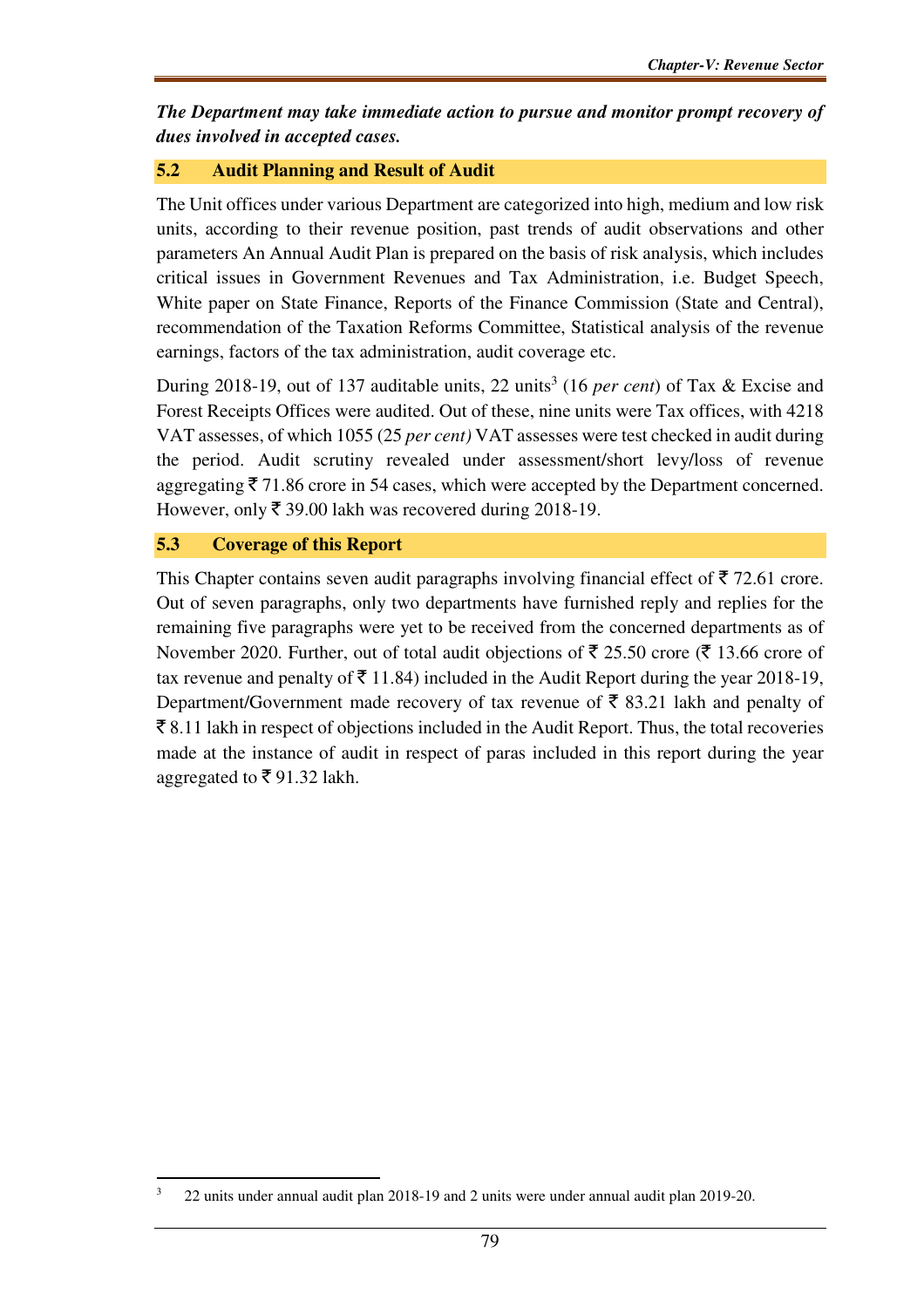***The Department may take immediate action to pursue and monitor prompt recovery of dues involved in accepted cases.***

## 5.2 Audit Planning and Result of Audit

The Unit offices under various Department are categorized into high, medium and low risk units, according to their revenue position, past trends of audit observations and other parameters An Annual Audit Plan is prepared on the basis of risk analysis, which includes critical issues in Government Revenues and Tax Administration, i.e. Budget Speech, White paper on State Finance, Reports of the Finance Commission (State and Central), recommendation of the Taxation Reforms Committee, Statistical analysis of the revenue earnings, factors of the tax administration, audit coverage etc.

During 2018-19, out of 137 auditable units, 22 units[3] (16 *per cent*) of Tax & Excise and Forest Receipts Offices were audited. Out of these, nine units were Tax offices, with 4218 VAT assesses, of which 1055 (25 *per cent)* VAT assesses were test checked in audit during the period. Audit scrutiny revealed under assessment/short levy/loss of revenue aggregating ₹ 71.86 crore in 54 cases, which were accepted by the Department concerned. However, only ₹ 39.00 lakh was recovered during 2018-19.

## 5.3 Coverage of this Report

This Chapter contains seven audit paragraphs involving financial effect of ₹ 72.61 crore. Out of seven paragraphs, only two departments have furnished reply and replies for the remaining five paragraphs were yet to be received from the concerned departments as of November 2020. Further, out of total audit objections of ₹ 25.50 crore (₹ 13.66 crore of tax revenue and penalty of ₹ 11.84) included in the Audit Report during the year 2018-19, Department/Government made recovery of tax revenue of ₹ 83.21 lakh and penalty of ₹ 8.11 lakh in respect of objections included in the Audit Report. Thus, the total recoveries made at the instance of audit in respect of paras included in this report during the year aggregated to ₹ 91.32 lakh.

---

[3] 22 units under annual audit plan 2018-19 and 2 units were under annual audit plan 2019-20.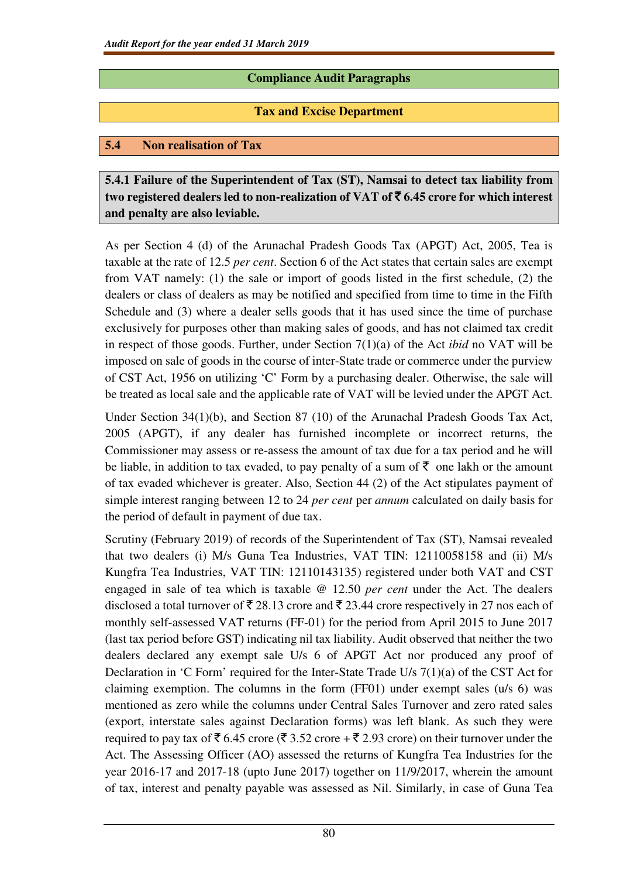## Compliance Audit Paragraphs

## Tax and Excise Department

### 5.4 Non realisation of Tax

**5.4.1 Failure of the Superintendent of Tax (ST), Namsai to detect tax liability from two registered dealers led to non-realization of VAT of ₹ 6.45 crore for which interest and penalty are also leviable.**

As per Section 4 (d) of the Arunachal Pradesh Goods Tax (APGT) Act, 2005, Tea is taxable at the rate of 12.5 *per cent*. Section 6 of the Act states that certain sales are exempt from VAT namely: (1) the sale or import of goods listed in the first schedule, (2) the dealers or class of dealers as may be notified and specified from time to time in the Fifth Schedule and (3) where a dealer sells goods that it has used since the time of purchase exclusively for purposes other than making sales of goods, and has not claimed tax credit in respect of those goods. Further, under Section 7(1)(a) of the Act *ibid* no VAT will be imposed on sale of goods in the course of inter-State trade or commerce under the purview of CST Act, 1956 on utilizing 'C' Form by a purchasing dealer. Otherwise, the sale will be treated as local sale and the applicable rate of VAT will be levied under the APGT Act.

Under Section 34(1)(b), and Section 87 (10) of the Arunachal Pradesh Goods Tax Act, 2005 (APGT), if any dealer has furnished incomplete or incorrect returns, the Commissioner may assess or re-assess the amount of tax due for a tax period and he will be liable, in addition to tax evaded, to pay penalty of a sum of ₹ one lakh or the amount of tax evaded whichever is greater. Also, Section 44 (2) of the Act stipulates payment of simple interest ranging between 12 to 24 *per cent* per *annum* calculated on daily basis for the period of default in payment of due tax.

Scrutiny (February 2019) of records of the Superintendent of Tax (ST), Namsai revealed that two dealers (i) M/s Guna Tea Industries, VAT TIN: 12110058158 and (ii) M/s Kungfra Tea Industries, VAT TIN: 12110143135) registered under both VAT and CST engaged in sale of tea which is taxable @ 12.50 *per cent* under the Act. The dealers disclosed a total turnover of ₹ 28.13 crore and ₹ 23.44 crore respectively in 27 nos each of monthly self-assessed VAT returns (FF-01) for the period from April 2015 to June 2017 (last tax period before GST) indicating nil tax liability. Audit observed that neither the two dealers declared any exempt sale U/s 6 of APGT Act nor produced any proof of Declaration in 'C Form' required for the Inter-State Trade U/s 7(1)(a) of the CST Act for claiming exemption. The columns in the form (FF01) under exempt sales (u/s 6) was mentioned as zero while the columns under Central Sales Turnover and zero rated sales (export, interstate sales against Declaration forms) was left blank. As such they were required to pay tax of ₹ 6.45 crore (₹ 3.52 crore + ₹ 2.93 crore) on their turnover under the Act. The Assessing Officer (AO) assessed the returns of Kungfra Tea Industries for the year 2016-17 and 2017-18 (upto June 2017) together on 11/9/2017, wherein the amount of tax, interest and penalty payable was assessed as Nil. Similarly, in case of Guna Tea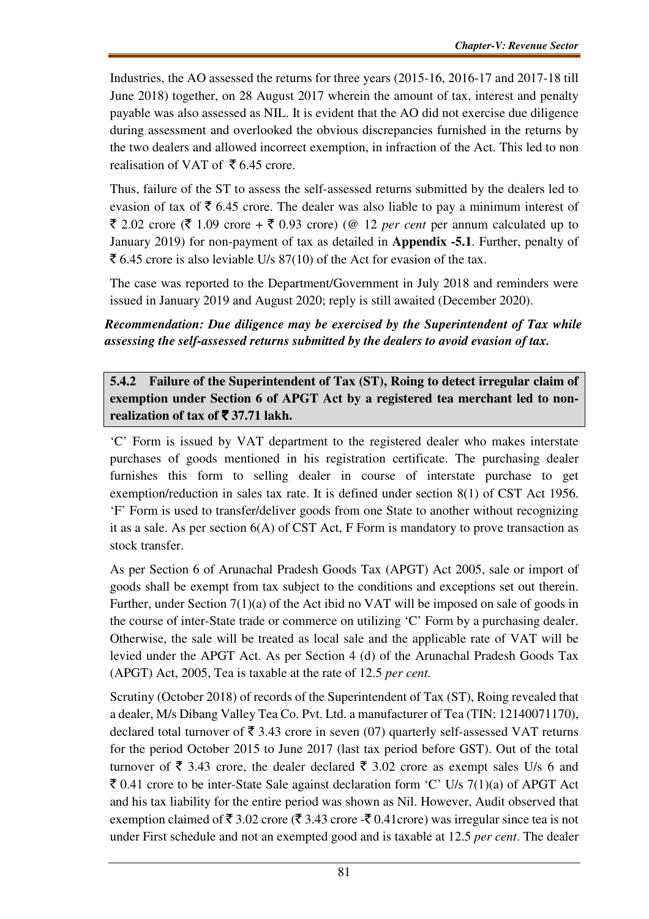Industries, the AO assessed the returns for three years (2015-16, 2016-17 and 2017-18 till June 2018) together, on 28 August 2017 wherein the amount of tax, interest and penalty payable was also assessed as NIL. It is evident that the AO did not exercise due diligence during assessment and overlooked the obvious discrepancies furnished in the returns by the two dealers and allowed incorrect exemption, in infraction of the Act. This led to non realisation of VAT of ₹ 6.45 crore.

Thus, failure of the ST to assess the self-assessed returns submitted by the dealers led to evasion of tax of ₹ 6.45 crore. The dealer was also liable to pay a minimum interest of ₹ 2.02 crore (₹ 1.09 crore + ₹ 0.93 crore) (@ 12 *per cent* per annum calculated up to January 2019) for non-payment of tax as detailed in **Appendix -5.1**. Further, penalty of ₹ 6.45 crore is also leviable U/s 87(10) of the Act for evasion of the tax.

The case was reported to the Department/Government in July 2018 and reminders were issued in January 2019 and August 2020; reply is still awaited (December 2020).

***Recommendation: Due diligence may be exercised by the Superintendent of Tax while assessing the self-assessed returns submitted by the dealers to avoid evasion of tax.***

### 5.4.2 Failure of the Superintendent of Tax (ST), Roing to detect irregular claim of exemption under Section 6 of APGT Act by a registered tea merchant led to non-realization of tax of ₹ 37.71 lakh.

'C' Form is issued by VAT department to the registered dealer who makes interstate purchases of goods mentioned in his registration certificate. The purchasing dealer furnishes this form to selling dealer in course of interstate purchase to get exemption/reduction in sales tax rate. It is defined under section 8(1) of CST Act 1956. 'F' Form is used to transfer/deliver goods from one State to another without recognizing it as a sale. As per section 6(A) of CST Act, F Form is mandatory to prove transaction as stock transfer.

As per Section 6 of Arunachal Pradesh Goods Tax (APGT) Act 2005, sale or import of goods shall be exempt from tax subject to the conditions and exceptions set out therein. Further, under Section 7(1)(a) of the Act ibid no VAT will be imposed on sale of goods in the course of inter-State trade or commerce on utilizing 'C' Form by a purchasing dealer. Otherwise, the sale will be treated as local sale and the applicable rate of VAT will be levied under the APGT Act. As per Section 4 (d) of the Arunachal Pradesh Goods Tax (APGT) Act, 2005, Tea is taxable at the rate of 12.5 *per cent.*

Scrutiny (October 2018) of records of the Superintendent of Tax (ST), Roing revealed that a dealer, M/s Dibang Valley Tea Co. Pvt. Ltd. a manufacturer of Tea (TIN: 12140071170), declared total turnover of ₹ 3.43 crore in seven (07) quarterly self-assessed VAT returns for the period October 2015 to June 2017 (last tax period before GST). Out of the total turnover of ₹ 3.43 crore, the dealer declared ₹ 3.02 crore as exempt sales U/s 6 and ₹ 0.41 crore to be inter-State Sale against declaration form 'C' U/s 7(1)(a) of APGT Act and his tax liability for the entire period was shown as Nil. However, Audit observed that exemption claimed of ₹ 3.02 crore (₹ 3.43 crore -₹ 0.41crore) was irregular since tea is not under First schedule and not an exempted good and is taxable at 12.5 *per cent*. The dealer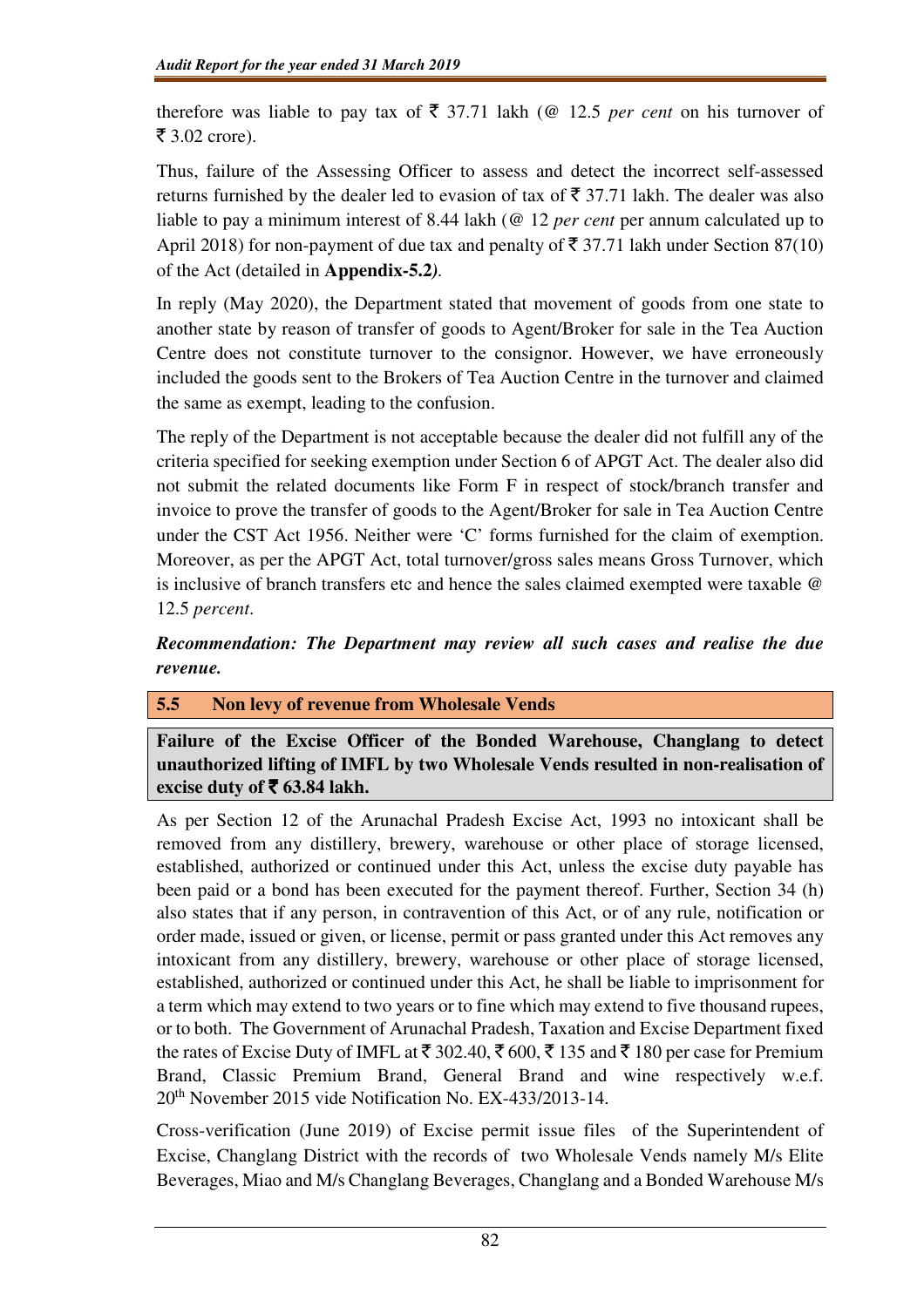therefore was liable to pay tax of ₹ 37.71 lakh (@ 12.5 *per cent* on his turnover of ₹ 3.02 crore).

Thus, failure of the Assessing Officer to assess and detect the incorrect self-assessed returns furnished by the dealer led to evasion of tax of ₹ 37.71 lakh. The dealer was also liable to pay a minimum interest of 8.44 lakh (@ 12 *per cent* per annum calculated up to April 2018) for non-payment of due tax and penalty of ₹ 37.71 lakh under Section 87(10) of the Act (detailed in **Appendix-5.2***)*.

In reply (May 2020), the Department stated that movement of goods from one state to another state by reason of transfer of goods to Agent/Broker for sale in the Tea Auction Centre does not constitute turnover to the consignor. However, we have erroneously included the goods sent to the Brokers of Tea Auction Centre in the turnover and claimed the same as exempt, leading to the confusion.

The reply of the Department is not acceptable because the dealer did not fulfill any of the criteria specified for seeking exemption under Section 6 of APGT Act. The dealer also did not submit the related documents like Form F in respect of stock/branch transfer and invoice to prove the transfer of goods to the Agent/Broker for sale in Tea Auction Centre under the CST Act 1956. Neither were 'C' forms furnished for the claim of exemption. Moreover, as per the APGT Act, total turnover/gross sales means Gross Turnover, which is inclusive of branch transfers etc and hence the sales claimed exempted were taxable @ 12.5 *percent*.

***Recommendation: The Department may review all such cases and realise the due revenue.***

## 5.5 Non levy of revenue from Wholesale Vends

**Failure of the Excise Officer of the Bonded Warehouse, Changlang to detect unauthorized lifting of IMFL by two Wholesale Vends resulted in non-realisation of excise duty of ₹ 63.84 lakh.**

As per Section 12 of the Arunachal Pradesh Excise Act, 1993 no intoxicant shall be removed from any distillery, brewery, warehouse or other place of storage licensed, established, authorized or continued under this Act, unless the excise duty payable has been paid or a bond has been executed for the payment thereof. Further, Section 34 (h) also states that if any person, in contravention of this Act, or of any rule, notification or order made, issued or given, or license, permit or pass granted under this Act removes any intoxicant from any distillery, brewery, warehouse or other place of storage licensed, established, authorized or continued under this Act, he shall be liable to imprisonment for a term which may extend to two years or to fine which may extend to five thousand rupees, or to both. The Government of Arunachal Pradesh, Taxation and Excise Department fixed the rates of Excise Duty of IMFL at ₹ 302.40, ₹ 600, ₹ 135 and ₹ 180 per case for Premium Brand, Classic Premium Brand, General Brand and wine respectively w.e.f. 20th November 2015 vide Notification No. EX-433/2013-14.

Cross-verification (June 2019) of Excise permit issue files of the Superintendent of Excise, Changlang District with the records of two Wholesale Vends namely M/s Elite Beverages, Miao and M/s Changlang Beverages, Changlang and a Bonded Warehouse M/s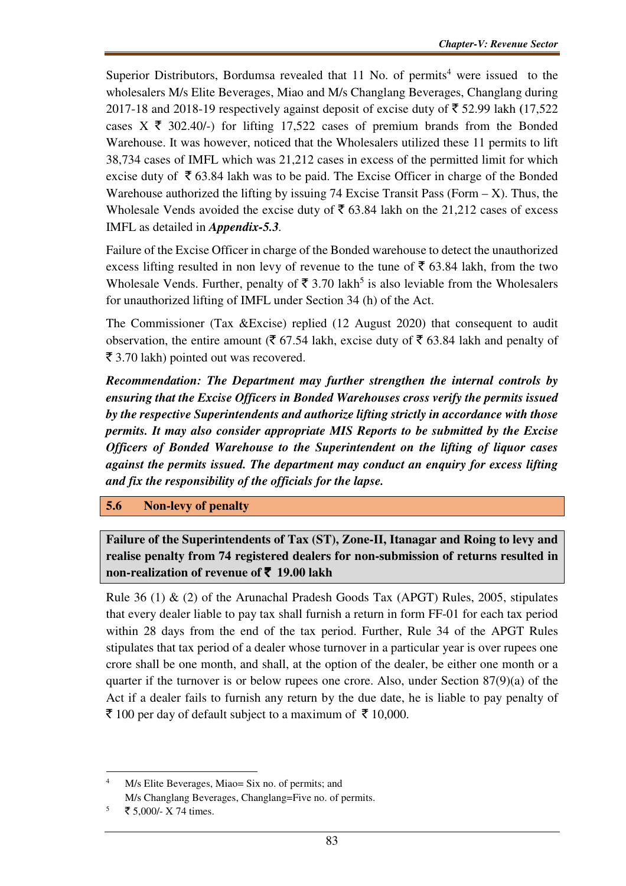Superior Distributors, Bordumsa revealed that 11 No. of permits[4] were issued to the wholesalers M/s Elite Beverages, Miao and M/s Changlang Beverages, Changlang during 2017-18 and 2018-19 respectively against deposit of excise duty of ₹ 52.99 lakh (17,522 cases X ₹ 302.40/-) for lifting 17,522 cases of premium brands from the Bonded Warehouse. It was however, noticed that the Wholesalers utilized these 11 permits to lift 38,734 cases of IMFL which was 21,212 cases in excess of the permitted limit for which excise duty of ₹ 63.84 lakh was to be paid. The Excise Officer in charge of the Bonded Warehouse authorized the lifting by issuing 74 Excise Transit Pass (Form – X). Thus, the Wholesale Vends avoided the excise duty of ₹ 63.84 lakh on the 21,212 cases of excess IMFL as detailed in ***Appendix-5.3***.

Failure of the Excise Officer in charge of the Bonded warehouse to detect the unauthorized excess lifting resulted in non levy of revenue to the tune of ₹ 63.84 lakh, from the two Wholesale Vends. Further, penalty of ₹ 3.70 lakh[5] is also leviable from the Wholesalers for unauthorized lifting of IMFL under Section 34 (h) of the Act.

The Commissioner (Tax &Excise) replied (12 August 2020) that consequent to audit observation, the entire amount (₹ 67.54 lakh, excise duty of ₹ 63.84 lakh and penalty of ₹ 3.70 lakh) pointed out was recovered.

***Recommendation: The Department may further strengthen the internal controls by ensuring that the Excise Officers in Bonded Warehouses cross verify the permits issued by the respective Superintendents and authorize lifting strictly in accordance with those permits. It may also consider appropriate MIS Reports to be submitted by the Excise Officers of Bonded Warehouse to the Superintendent on the lifting of liquor cases against the permits issued. The department may conduct an enquiry for excess lifting and fix the responsibility of the officials for the lapse.***

## 5.6 Non-levy of penalty

**Failure of the Superintendents of Tax (ST), Zone-II, Itanagar and Roing to levy and realise penalty from 74 registered dealers for non-submission of returns resulted in non-realization of revenue of ₹ 19.00 lakh**

Rule 36 (1) & (2) of the Arunachal Pradesh Goods Tax (APGT) Rules, 2005, stipulates that every dealer liable to pay tax shall furnish a return in form FF-01 for each tax period within 28 days from the end of the tax period. Further, Rule 34 of the APGT Rules stipulates that tax period of a dealer whose turnover in a particular year is over rupees one crore shall be one month, and shall, at the option of the dealer, be either one month or a quarter if the turnover is or below rupees one crore. Also, under Section 87(9)(a) of the Act if a dealer fails to furnish any return by the due date, he is liable to pay penalty of ₹ 100 per day of default subject to a maximum of ₹ 10,000.

---

[4] M/s Elite Beverages, Miao= Six no. of permits; and M/s Changlang Beverages, Changlang=Five no. of permits.

[5] ₹ 5,000/- X 74 times.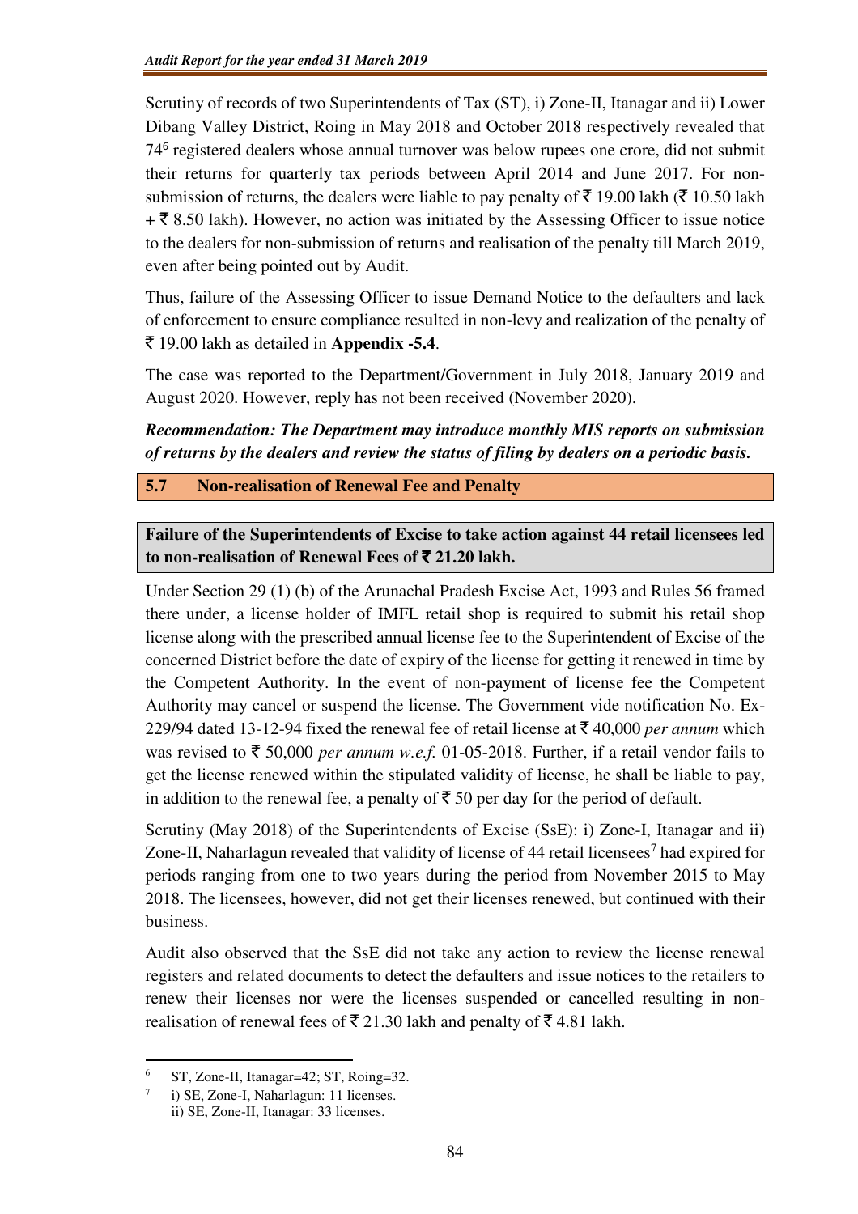Scrutiny of records of two Superintendents of Tax (ST), i) Zone-II, Itanagar and ii) Lower Dibang Valley District, Roing in May 2018 and October 2018 respectively revealed that 74[6] registered dealers whose annual turnover was below rupees one crore, did not submit their returns for quarterly tax periods between April 2014 and June 2017. For non-submission of returns, the dealers were liable to pay penalty of ₹ 19.00 lakh (₹ 10.50 lakh + ₹ 8.50 lakh). However, no action was initiated by the Assessing Officer to issue notice to the dealers for non-submission of returns and realisation of the penalty till March 2019, even after being pointed out by Audit.

Thus, failure of the Assessing Officer to issue Demand Notice to the defaulters and lack of enforcement to ensure compliance resulted in non-levy and realization of the penalty of ₹ 19.00 lakh as detailed in **Appendix -5.4**.

The case was reported to the Department/Government in July 2018, January 2019 and August 2020. However, reply has not been received (November 2020).

***Recommendation: The Department may introduce monthly MIS reports on submission of returns by the dealers and review the status of filing by dealers on a periodic basis.***

## 5.7 Non-realisation of Renewal Fee and Penalty

**Failure of the Superintendents of Excise to take action against 44 retail licensees led to non-realisation of Renewal Fees of ₹ 21.20 lakh.**

Under Section 29 (1) (b) of the Arunachal Pradesh Excise Act, 1993 and Rules 56 framed there under, a license holder of IMFL retail shop is required to submit his retail shop license along with the prescribed annual license fee to the Superintendent of Excise of the concerned District before the date of expiry of the license for getting it renewed in time by the Competent Authority. In the event of non-payment of license fee the Competent Authority may cancel or suspend the license. The Government vide notification No. Ex-229/94 dated 13-12-94 fixed the renewal fee of retail license at ₹ 40,000 *per annum* which was revised to ₹ 50,000 *per annum w.e.f.* 01-05-2018. Further, if a retail vendor fails to get the license renewed within the stipulated validity of license, he shall be liable to pay, in addition to the renewal fee, a penalty of ₹ 50 per day for the period of default.

Scrutiny (May 2018) of the Superintendents of Excise (SsE): i) Zone-I, Itanagar and ii) Zone-II, Naharlagun revealed that validity of license of 44 retail licensees[7] had expired for periods ranging from one to two years during the period from November 2015 to May 2018. The licensees, however, did not get their licenses renewed, but continued with their business.

Audit also observed that the SsE did not take any action to review the license renewal registers and related documents to detect the defaulters and issue notices to the retailers to renew their licenses nor were the licenses suspended or cancelled resulting in non-realisation of renewal fees of ₹ 21.30 lakh and penalty of ₹ 4.81 lakh.

---

[6] ST, Zone-II, Itanagar=42; ST, Roing=32.

[7] i) SE, Zone-I, Naharlagun: 11 licenses.
ii) SE, Zone-II, Itanagar: 33 licenses.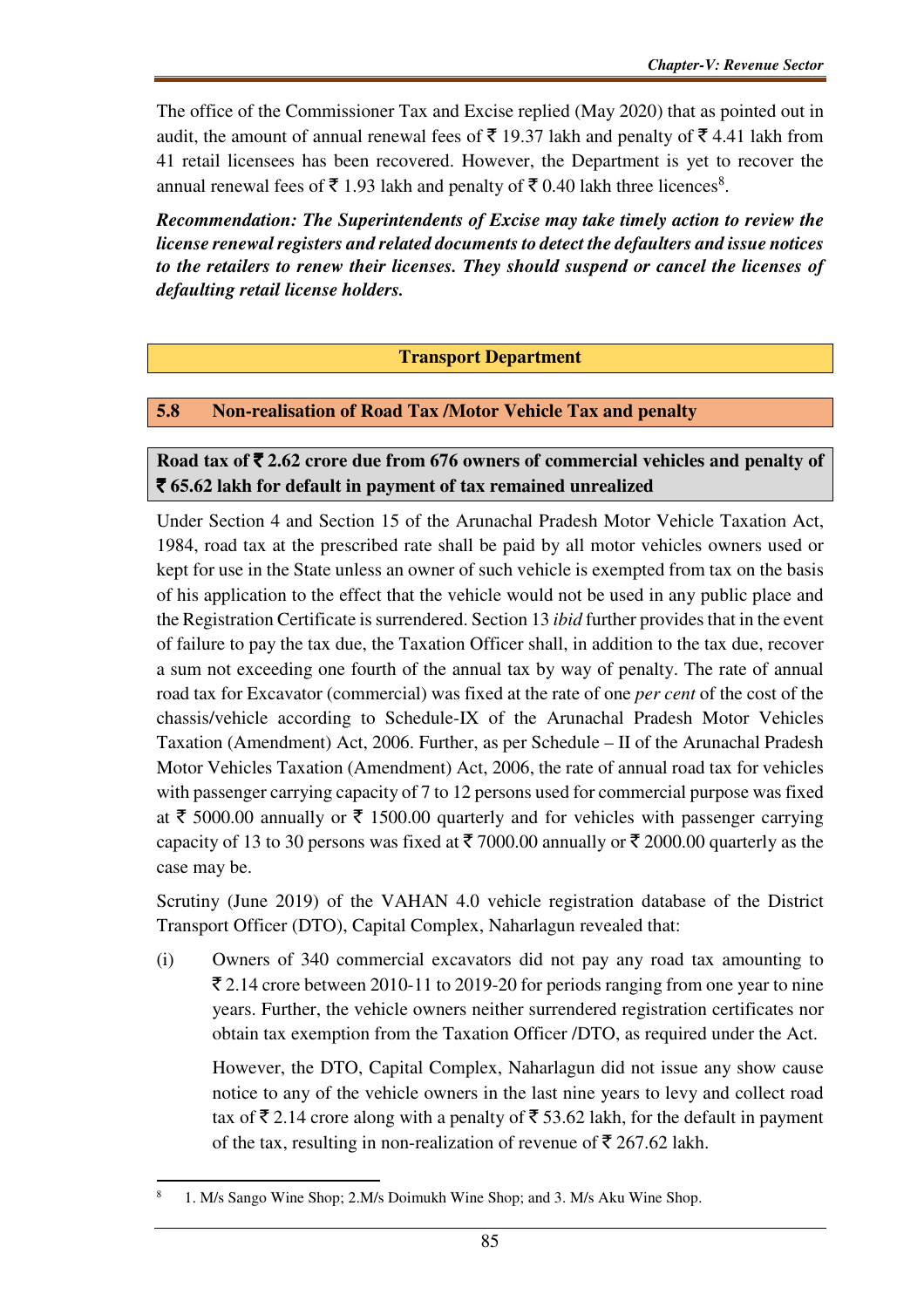The office of the Commissioner Tax and Excise replied (May 2020) that as pointed out in audit, the amount of annual renewal fees of ₹ 19.37 lakh and penalty of ₹ 4.41 lakh from 41 retail licensees has been recovered. However, the Department is yet to recover the annual renewal fees of ₹ 1.93 lakh and penalty of ₹ 0.40 lakh three licences[8].

***Recommendation: The Superintendents of Excise may take timely action to review the license renewal registers and related documents to detect the defaulters and issue notices to the retailers to renew their licenses. They should suspend or cancel the licenses of defaulting retail license holders.***

## Transport Department

### 5.8 Non-realisation of Road Tax /Motor Vehicle Tax and penalty

**Road tax of ₹ 2.62 crore due from 676 owners of commercial vehicles and penalty of ₹ 65.62 lakh for default in payment of tax remained unrealized**

Under Section 4 and Section 15 of the Arunachal Pradesh Motor Vehicle Taxation Act, 1984, road tax at the prescribed rate shall be paid by all motor vehicles owners used or kept for use in the State unless an owner of such vehicle is exempted from tax on the basis of his application to the effect that the vehicle would not be used in any public place and the Registration Certificate is surrendered. Section 13 *ibid* further provides that in the event of failure to pay the tax due, the Taxation Officer shall, in addition to the tax due, recover a sum not exceeding one fourth of the annual tax by way of penalty. The rate of annual road tax for Excavator (commercial) was fixed at the rate of one *per cent* of the cost of the chassis/vehicle according to Schedule-IX of the Arunachal Pradesh Motor Vehicles Taxation (Amendment) Act, 2006. Further, as per Schedule – II of the Arunachal Pradesh Motor Vehicles Taxation (Amendment) Act, 2006, the rate of annual road tax for vehicles with passenger carrying capacity of 7 to 12 persons used for commercial purpose was fixed at ₹ 5000.00 annually or ₹ 1500.00 quarterly and for vehicles with passenger carrying capacity of 13 to 30 persons was fixed at ₹ 7000.00 annually or ₹ 2000.00 quarterly as the case may be.

Scrutiny (June 2019) of the VAHAN 4.0 vehicle registration database of the District Transport Officer (DTO), Capital Complex, Naharlagun revealed that:

(i) Owners of 340 commercial excavators did not pay any road tax amounting to ₹ 2.14 crore between 2010-11 to 2019-20 for periods ranging from one year to nine years. Further, the vehicle owners neither surrendered registration certificates nor obtain tax exemption from the Taxation Officer /DTO, as required under the Act.

However, the DTO, Capital Complex, Naharlagun did not issue any show cause notice to any of the vehicle owners in the last nine years to levy and collect road tax of ₹ 2.14 crore along with a penalty of ₹ 53.62 lakh, for the default in payment of the tax, resulting in non-realization of revenue of ₹ 267.62 lakh.

---

[8] 1. M/s Sango Wine Shop; 2.M/s Doimukh Wine Shop; and 3. M/s Aku Wine Shop.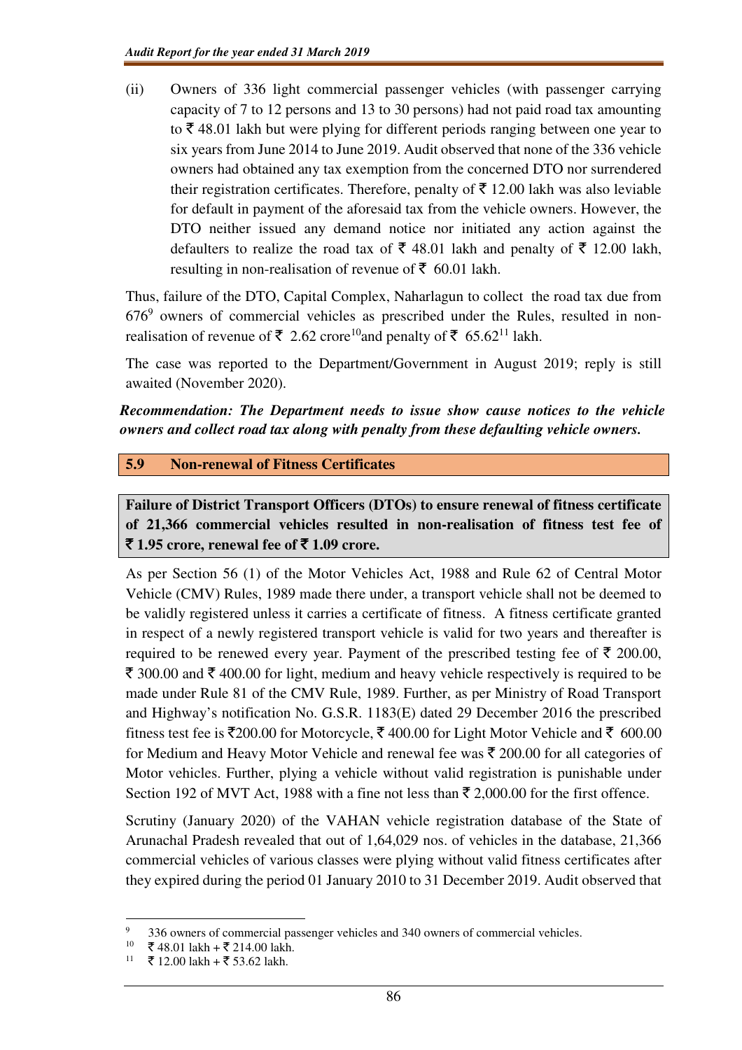(ii) Owners of 336 light commercial passenger vehicles (with passenger carrying capacity of 7 to 12 persons and 13 to 30 persons) had not paid road tax amounting to ₹ 48.01 lakh but were plying for different periods ranging between one year to six years from June 2014 to June 2019. Audit observed that none of the 336 vehicle owners had obtained any tax exemption from the concerned DTO nor surrendered their registration certificates. Therefore, penalty of ₹ 12.00 lakh was also leviable for default in payment of the aforesaid tax from the vehicle owners. However, the DTO neither issued any demand notice nor initiated any action against the defaulters to realize the road tax of ₹ 48.01 lakh and penalty of ₹ 12.00 lakh, resulting in non-realisation of revenue of ₹ 60.01 lakh.

Thus, failure of the DTO, Capital Complex, Naharlagun to collect the road tax due from 676[9] owners of commercial vehicles as prescribed under the Rules, resulted in non-realisation of revenue of ₹ 2.62 crore[10] and penalty of ₹ 65.62[11] lakh.

The case was reported to the Department/Government in August 2019; reply is still awaited (November 2020).

***Recommendation: The Department needs to issue show cause notices to the vehicle owners and collect road tax along with penalty from these defaulting vehicle owners.***

## 5.9 Non-renewal of Fitness Certificates

**Failure of District Transport Officers (DTOs) to ensure renewal of fitness certificate of 21,366 commercial vehicles resulted in non-realisation of fitness test fee of ₹ 1.95 crore, renewal fee of ₹ 1.09 crore.**

As per Section 56 (1) of the Motor Vehicles Act, 1988 and Rule 62 of Central Motor Vehicle (CMV) Rules, 1989 made there under, a transport vehicle shall not be deemed to be validly registered unless it carries a certificate of fitness. A fitness certificate granted in respect of a newly registered transport vehicle is valid for two years and thereafter is required to be renewed every year. Payment of the prescribed testing fee of ₹ 200.00, ₹ 300.00 and ₹ 400.00 for light, medium and heavy vehicle respectively is required to be made under Rule 81 of the CMV Rule, 1989. Further, as per Ministry of Road Transport and Highway's notification No. G.S.R. 1183(E) dated 29 December 2016 the prescribed fitness test fee is ₹200.00 for Motorcycle, ₹ 400.00 for Light Motor Vehicle and ₹ 600.00 for Medium and Heavy Motor Vehicle and renewal fee was ₹ 200.00 for all categories of Motor vehicles. Further, plying a vehicle without valid registration is punishable under Section 192 of MVT Act, 1988 with a fine not less than ₹ 2,000.00 for the first offence.

Scrutiny (January 2020) of the VAHAN vehicle registration database of the State of Arunachal Pradesh revealed that out of 1,64,029 nos. of vehicles in the database, 21,366 commercial vehicles of various classes were plying without valid fitness certificates after they expired during the period 01 January 2010 to 31 December 2019. Audit observed that

---

[9] 336 owners of commercial passenger vehicles and 340 owners of commercial vehicles.

[10] ₹ 48.01 lakh + ₹ 214.00 lakh.

[11] ₹ 12.00 lakh + ₹ 53.62 lakh.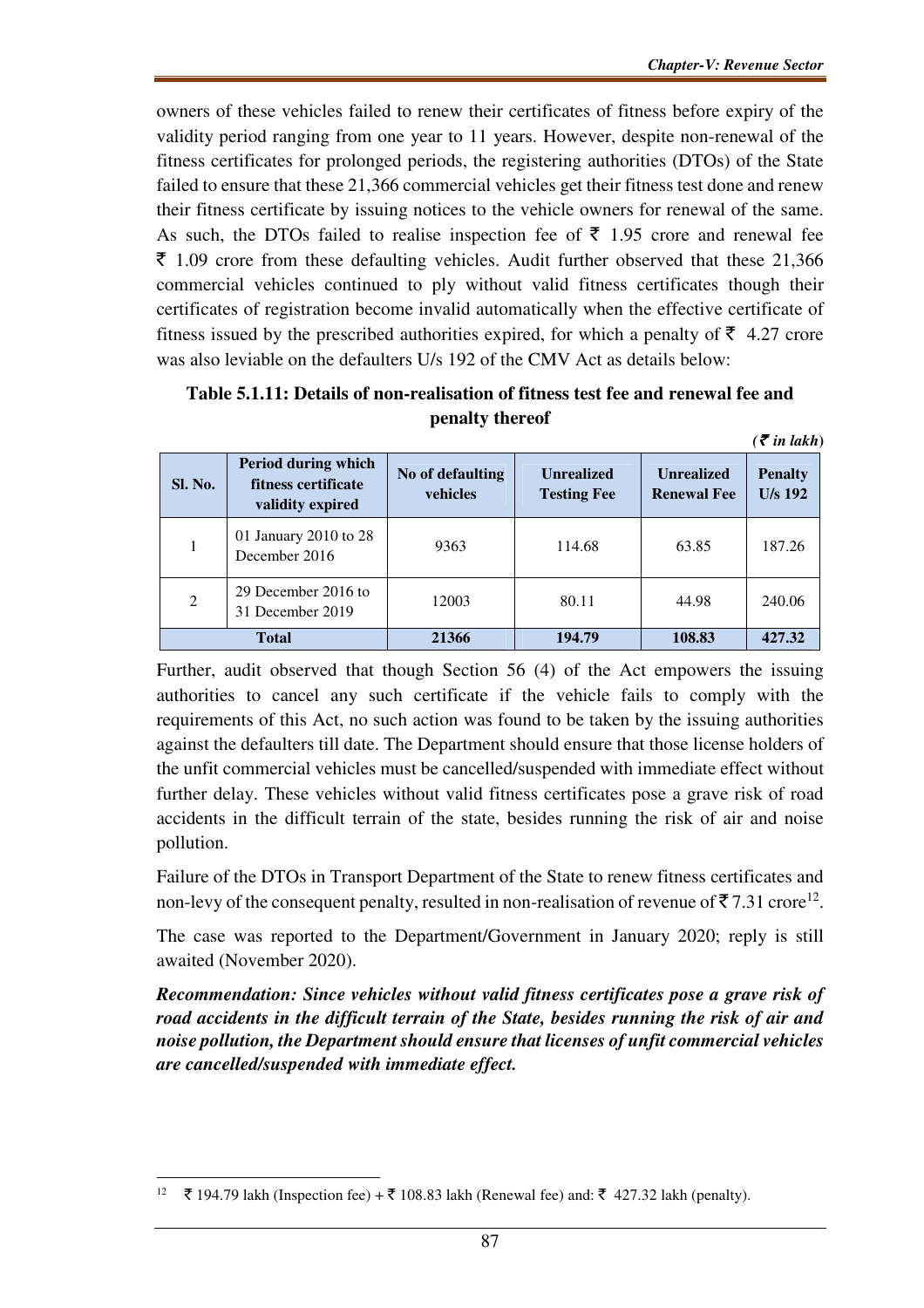owners of these vehicles failed to renew their certificates of fitness before expiry of the validity period ranging from one year to 11 years. However, despite non-renewal of the fitness certificates for prolonged periods, the registering authorities (DTOs) of the State failed to ensure that these 21,366 commercial vehicles get their fitness test done and renew their fitness certificate by issuing notices to the vehicle owners for renewal of the same. As such, the DTOs failed to realise inspection fee of ₹ 1.95 crore and renewal fee ₹ 1.09 crore from these defaulting vehicles. Audit further observed that these 21,366 commercial vehicles continued to ply without valid fitness certificates though their certificates of registration become invalid automatically when the effective certificate of fitness issued by the prescribed authorities expired, for which a penalty of ₹ 4.27 crore was also leviable on the defaulters U/s 192 of the CMV Act as details below:

**Table 5.1.11: Details of non-realisation of fitness test fee and renewal fee and penalty thereof**

*(₹ in lakh)*

| Sl. No. | Period during which fitness certificate validity expired | No of defaulting vehicles | Unrealized Testing Fee | Unrealized Renewal Fee | Penalty U/s 192 |
|---|---|---|---|---|---|
| 1 | 01 January 2010 to 28 December 2016 | 9363 | 114.68 | 63.85 | 187.26 |
| 2 | 29 December 2016 to 31 December 2019 | 12003 | 80.11 | 44.98 | 240.06 |
| **Total** | | **21366** | **194.79** | **108.83** | **427.32** |

Further, audit observed that though Section 56 (4) of the Act empowers the issuing authorities to cancel any such certificate if the vehicle fails to comply with the requirements of this Act, no such action was found to be taken by the issuing authorities against the defaulters till date. The Department should ensure that those license holders of the unfit commercial vehicles must be cancelled/suspended with immediate effect without further delay. These vehicles without valid fitness certificates pose a grave risk of road accidents in the difficult terrain of the state, besides running the risk of air and noise pollution.

Failure of the DTOs in Transport Department of the State to renew fitness certificates and non-levy of the consequent penalty, resulted in non-realisation of revenue of ₹ 7.31 crore[12].

The case was reported to the Department/Government in January 2020; reply is still awaited (November 2020).

***Recommendation: Since vehicles without valid fitness certificates pose a grave risk of road accidents in the difficult terrain of the State, besides running the risk of air and noise pollution, the Department should ensure that licenses of unfit commercial vehicles are cancelled/suspended with immediate effect.***

[12] ₹ 194.79 lakh (Inspection fee) + ₹ 108.83 lakh (Renewal fee) and: ₹ 427.32 lakh (penalty).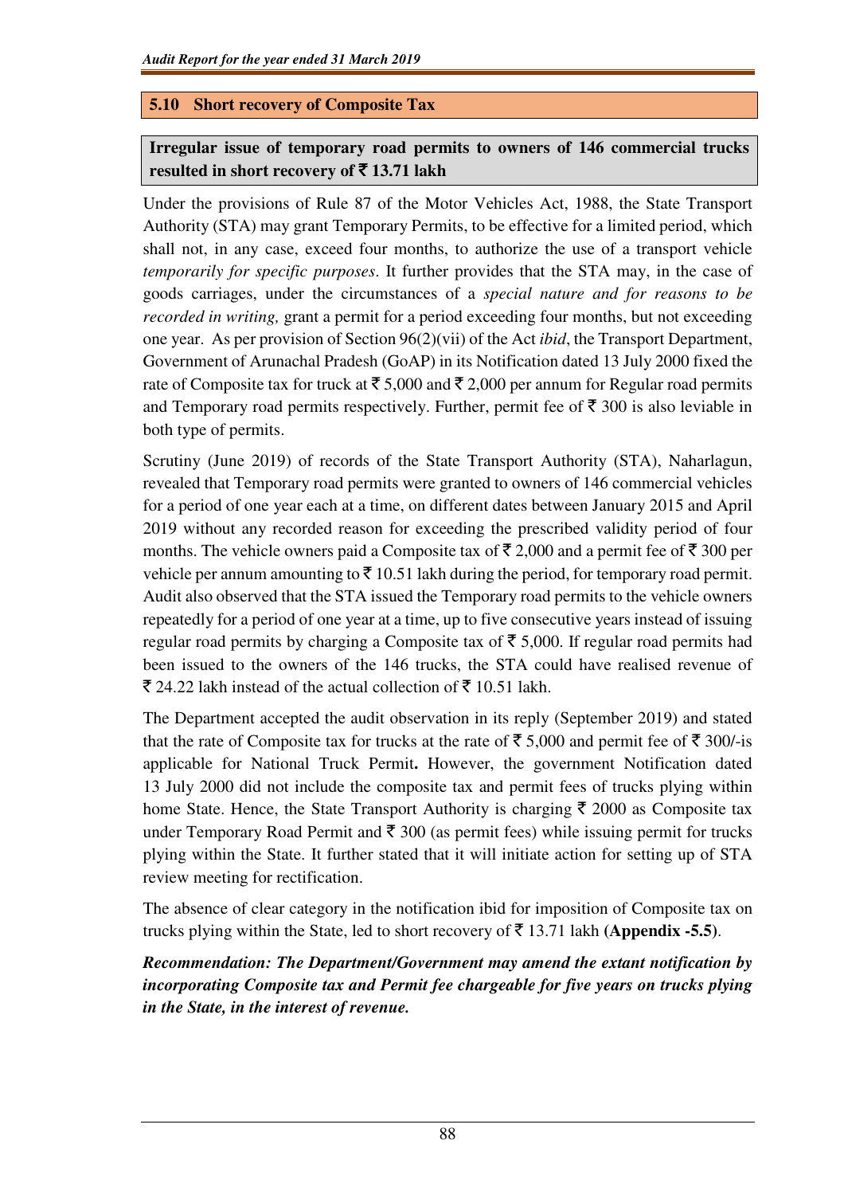## 5.10 Short recovery of Composite Tax

**Irregular issue of temporary road permits to owners of 146 commercial trucks resulted in short recovery of ₹ 13.71 lakh**

Under the provisions of Rule 87 of the Motor Vehicles Act, 1988, the State Transport Authority (STA) may grant Temporary Permits, to be effective for a limited period, which shall not, in any case, exceed four months, to authorize the use of a transport vehicle *temporarily for specific purposes*. It further provides that the STA may, in the case of goods carriages, under the circumstances of a *special nature and for reasons to be recorded in writing,* grant a permit for a period exceeding four months, but not exceeding one year. As per provision of Section 96(2)(vii) of the Act *ibid*, the Transport Department, Government of Arunachal Pradesh (GoAP) in its Notification dated 13 July 2000 fixed the rate of Composite tax for truck at ₹ 5,000 and ₹ 2,000 per annum for Regular road permits and Temporary road permits respectively. Further, permit fee of ₹ 300 is also leviable in both type of permits.

Scrutiny (June 2019) of records of the State Transport Authority (STA), Naharlagun, revealed that Temporary road permits were granted to owners of 146 commercial vehicles for a period of one year each at a time, on different dates between January 2015 and April 2019 without any recorded reason for exceeding the prescribed validity period of four months. The vehicle owners paid a Composite tax of ₹ 2,000 and a permit fee of ₹ 300 per vehicle per annum amounting to ₹ 10.51 lakh during the period, for temporary road permit. Audit also observed that the STA issued the Temporary road permits to the vehicle owners repeatedly for a period of one year at a time, up to five consecutive years instead of issuing regular road permits by charging a Composite tax of ₹ 5,000. If regular road permits had been issued to the owners of the 146 trucks, the STA could have realised revenue of ₹ 24.22 lakh instead of the actual collection of ₹ 10.51 lakh.

The Department accepted the audit observation in its reply (September 2019) and stated that the rate of Composite tax for trucks at the rate of ₹ 5,000 and permit fee of ₹ 300/-is applicable for National Truck Permit**.** However, the government Notification dated 13 July 2000 did not include the composite tax and permit fees of trucks plying within home State. Hence, the State Transport Authority is charging ₹ 2000 as Composite tax under Temporary Road Permit and ₹ 300 (as permit fees) while issuing permit for trucks plying within the State. It further stated that it will initiate action for setting up of STA review meeting for rectification.

The absence of clear category in the notification ibid for imposition of Composite tax on trucks plying within the State, led to short recovery of ₹ 13.71 lakh **(Appendix -5.5)**.

***Recommendation: The Department/Government may amend the extant notification by incorporating Composite tax and Permit fee chargeable for five years on trucks plying in the State, in the interest of revenue.***